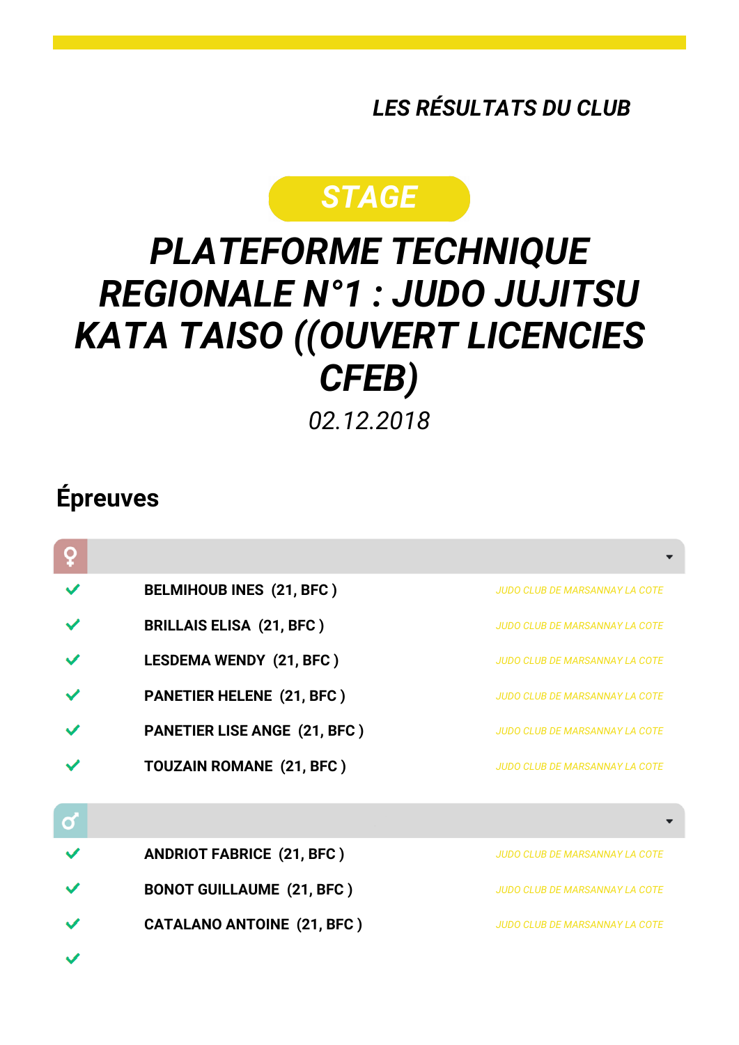*LES RÉSULTATS DU CLUB*

**STAGE**

# *PLATEFORME TECHNIQUE REGIONALE N°1 : JUDO JUJITSU KATA TAISO ((OUVERT LICENCIES CFEB)*

*02.12.2018*

## Épreuves

♀

| | | |
|---|---|---|
| ✔ | **BELMIHOUB INES (21, BFC )** | *JUDO CLUB DE MARSANNAY LA COTE* |
| ✔ | **BRILLAIS ELISA (21, BFC )** | *JUDO CLUB DE MARSANNAY LA COTE* |
| ✔ | **LESDEMA WENDY (21, BFC )** | *JUDO CLUB DE MARSANNAY LA COTE* |
| ✔ | **PANETIER HELENE (21, BFC )** | *JUDO CLUB DE MARSANNAY LA COTE* |
| ✔ | **PANETIER LISE ANGE (21, BFC )** | *JUDO CLUB DE MARSANNAY LA COTE* |
| ✔ | **TOUZAIN ROMANE (21, BFC )** | *JUDO CLUB DE MARSANNAY LA COTE* |

♂

| | | |
|---|---|---|
| ✔ | **ANDRIOT FABRICE (21, BFC )** | *JUDO CLUB DE MARSANNAY LA COTE* |
| ✔ | **BONOT GUILLAUME (21, BFC )** | *JUDO CLUB DE MARSANNAY LA COTE* |
| ✔ | **CATALANO ANTOINE (21, BFC )** | *JUDO CLUB DE MARSANNAY LA COTE* |
| ✔ | | |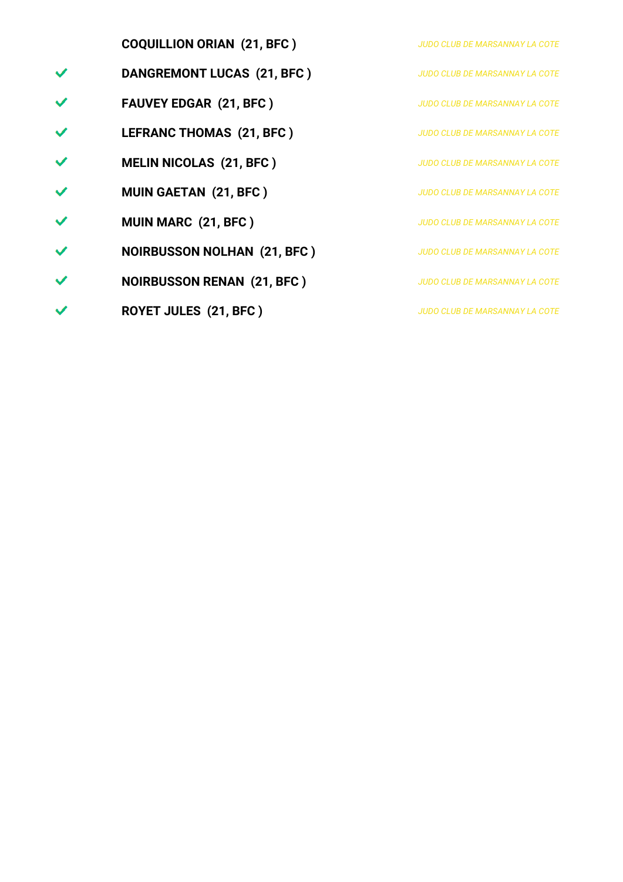| | | |
|---|---|---|
| | **COQUILLION ORIAN (21, BFC )** | *JUDO CLUB DE MARSANNAY LA COTE* |
| ✔ | **DANGREMONT LUCAS (21, BFC )** | *JUDO CLUB DE MARSANNAY LA COTE* |
| ✔ | **FAUVEY EDGAR (21, BFC )** | *JUDO CLUB DE MARSANNAY LA COTE* |
| ✔ | **LEFRANC THOMAS (21, BFC )** | *JUDO CLUB DE MARSANNAY LA COTE* |
| ✔ | **MELIN NICOLAS (21, BFC )** | *JUDO CLUB DE MARSANNAY LA COTE* |
| ✔ | **MUIN GAETAN (21, BFC )** | *JUDO CLUB DE MARSANNAY LA COTE* |
| ✔ | **MUIN MARC (21, BFC )** | *JUDO CLUB DE MARSANNAY LA COTE* |
| ✔ | **NOIRBUSSON NOLHAN (21, BFC )** | *JUDO CLUB DE MARSANNAY LA COTE* |
| ✔ | **NOIRBUSSON RENAN (21, BFC )** | *JUDO CLUB DE MARSANNAY LA COTE* |
| ✔ | **ROYET JULES (21, BFC )** | *JUDO CLUB DE MARSANNAY LA COTE* |